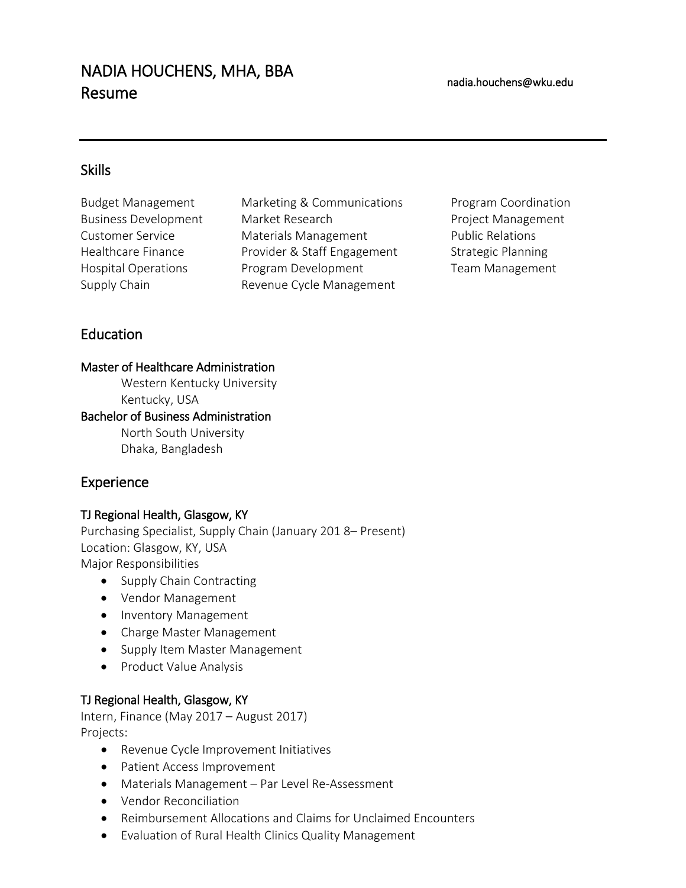# NADIA HOUCHENS, MHA, BBA
# Resume

nadia.houchens@wku.edu

## Skills

- Budget Management
- Business Development
- Customer Service
- Healthcare Finance
- Hospital Operations
- Supply Chain
- Marketing & Communications
- Market Research
- Materials Management
- Provider & Staff Engagement
- Program Development
- Revenue Cycle Management
- Program Coordination
- Project Management
- Public Relations
- Strategic Planning
- Team Management

## Education

### Master of Healthcare Administration
Western Kentucky University
Kentucky, USA

### Bachelor of Business Administration
North South University
Dhaka, Bangladesh

## Experience

### TJ Regional Health, Glasgow, KY
Purchasing Specialist, Supply Chain (January 201 8– Present)
Location: Glasgow, KY, USA
Major Responsibilities

- Supply Chain Contracting
- Vendor Management
- Inventory Management
- Charge Master Management
- Supply Item Master Management
- Product Value Analysis

### TJ Regional Health, Glasgow, KY
Intern, Finance (May 2017 – August 2017)
Projects:

- Revenue Cycle Improvement Initiatives
- Patient Access Improvement
- Materials Management – Par Level Re-Assessment
- Vendor Reconciliation
- Reimbursement Allocations and Claims for Unclaimed Encounters
- Evaluation of Rural Health Clinics Quality Management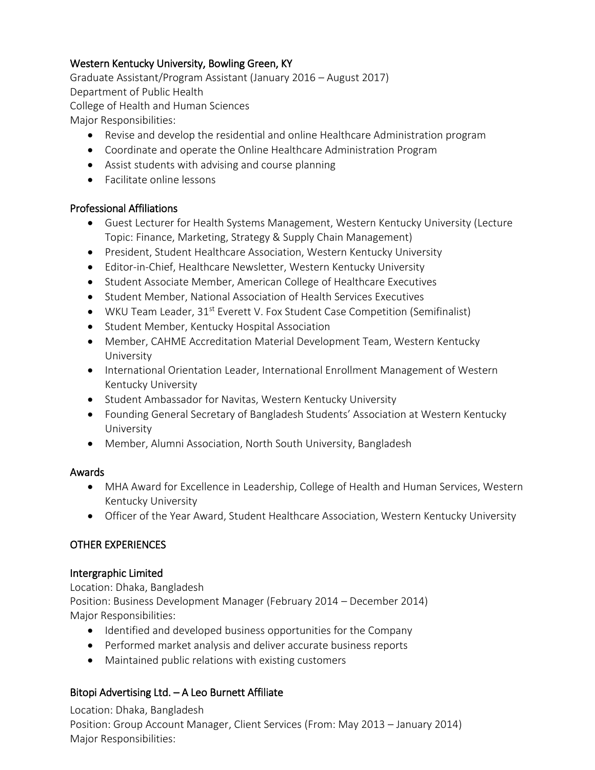### Western Kentucky University, Bowling Green, KY

Graduate Assistant/Program Assistant (January 2016 – August 2017)
Department of Public Health
College of Health and Human Sciences
Major Responsibilities:

- Revise and develop the residential and online Healthcare Administration program
- Coordinate and operate the Online Healthcare Administration Program
- Assist students with advising and course planning
- Facilitate online lessons

### Professional Affiliations

- Guest Lecturer for Health Systems Management, Western Kentucky University (Lecture Topic: Finance, Marketing, Strategy & Supply Chain Management)
- President, Student Healthcare Association, Western Kentucky University
- Editor-in-Chief, Healthcare Newsletter, Western Kentucky University
- Student Associate Member, American College of Healthcare Executives
- Student Member, National Association of Health Services Executives
- WKU Team Leader, 31st Everett V. Fox Student Case Competition (Semifinalist)
- Student Member, Kentucky Hospital Association
- Member, CAHME Accreditation Material Development Team, Western Kentucky University
- International Orientation Leader, International Enrollment Management of Western Kentucky University
- Student Ambassador for Navitas, Western Kentucky University
- Founding General Secretary of Bangladesh Students' Association at Western Kentucky University
- Member, Alumni Association, North South University, Bangladesh

### Awards

- MHA Award for Excellence in Leadership, College of Health and Human Services, Western Kentucky University
- Officer of the Year Award, Student Healthcare Association, Western Kentucky University

## OTHER EXPERIENCES

### Intergraphic Limited

Location: Dhaka, Bangladesh
Position: Business Development Manager (February 2014 – December 2014)
Major Responsibilities:

- Identified and developed business opportunities for the Company
- Performed market analysis and deliver accurate business reports
- Maintained public relations with existing customers

### Bitopi Advertising Ltd. – A Leo Burnett Affiliate

Location: Dhaka, Bangladesh
Position: Group Account Manager, Client Services (From: May 2013 – January 2014)
Major Responsibilities: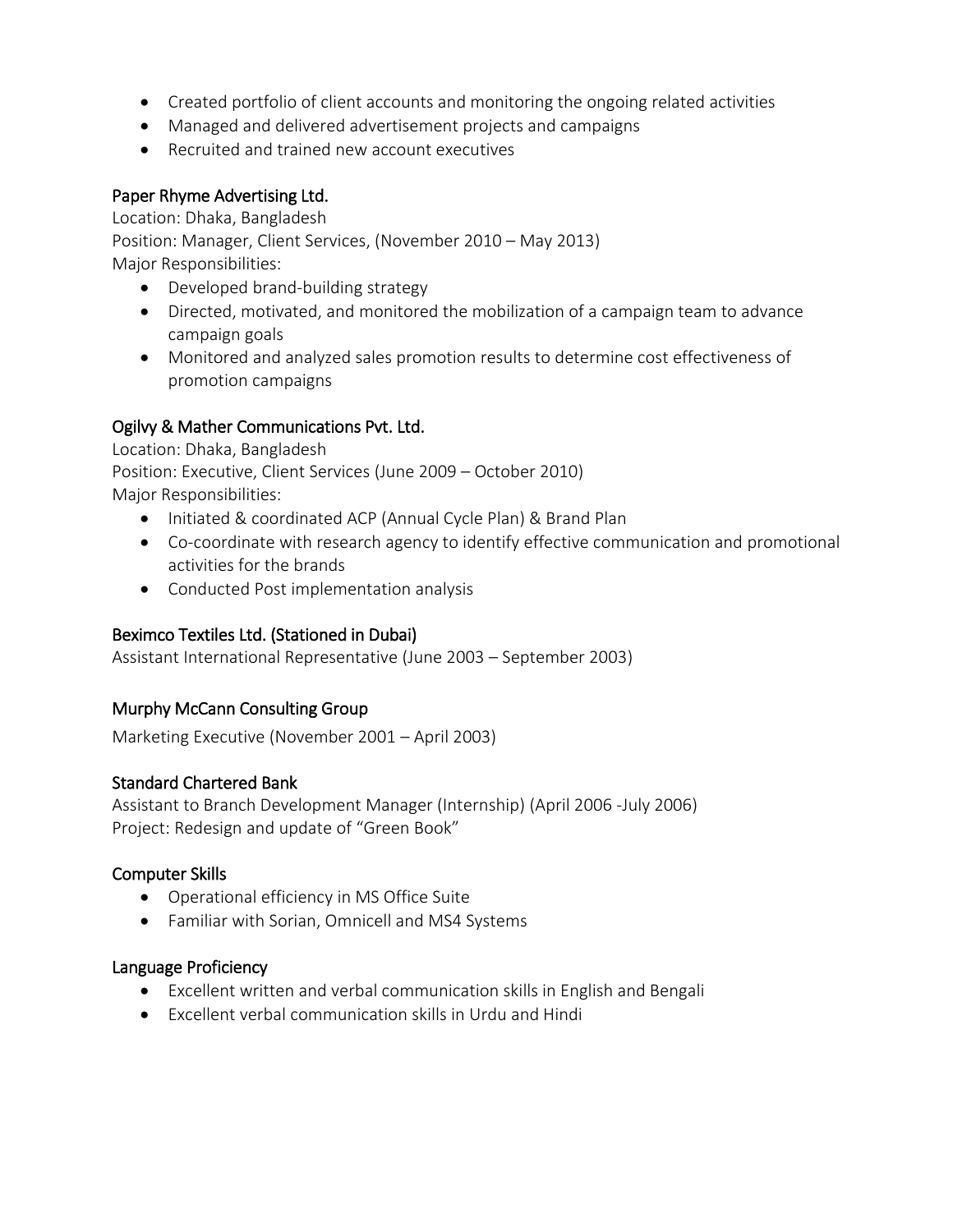- Created portfolio of client accounts and monitoring the ongoing related activities
- Managed and delivered advertisement projects and campaigns
- Recruited and trained new account executives

### Paper Rhyme Advertising Ltd.

Location: Dhaka, Bangladesh
Position: Manager, Client Services, (November 2010 – May 2013)
Major Responsibilities:

- Developed brand-building strategy
- Directed, motivated, and monitored the mobilization of a campaign team to advance campaign goals
- Monitored and analyzed sales promotion results to determine cost effectiveness of promotion campaigns

### Ogilvy & Mather Communications Pvt. Ltd.

Location: Dhaka, Bangladesh
Position: Executive, Client Services (June 2009 – October 2010)
Major Responsibilities:

- Initiated & coordinated ACP (Annual Cycle Plan) & Brand Plan
- Co-coordinate with research agency to identify effective communication and promotional activities for the brands
- Conducted Post implementation analysis

### Beximco Textiles Ltd. (Stationed in Dubai)

Assistant International Representative (June 2003 – September 2003)

### Murphy McCann Consulting Group

Marketing Executive (November 2001 – April 2003)

### Standard Chartered Bank

Assistant to Branch Development Manager (Internship) (April 2006 -July 2006)
Project: Redesign and update of "Green Book"

### Computer Skills

- Operational efficiency in MS Office Suite
- Familiar with Sorian, Omnicell and MS4 Systems

### Language Proficiency

- Excellent written and verbal communication skills in English and Bengali
- Excellent verbal communication skills in Urdu and Hindi